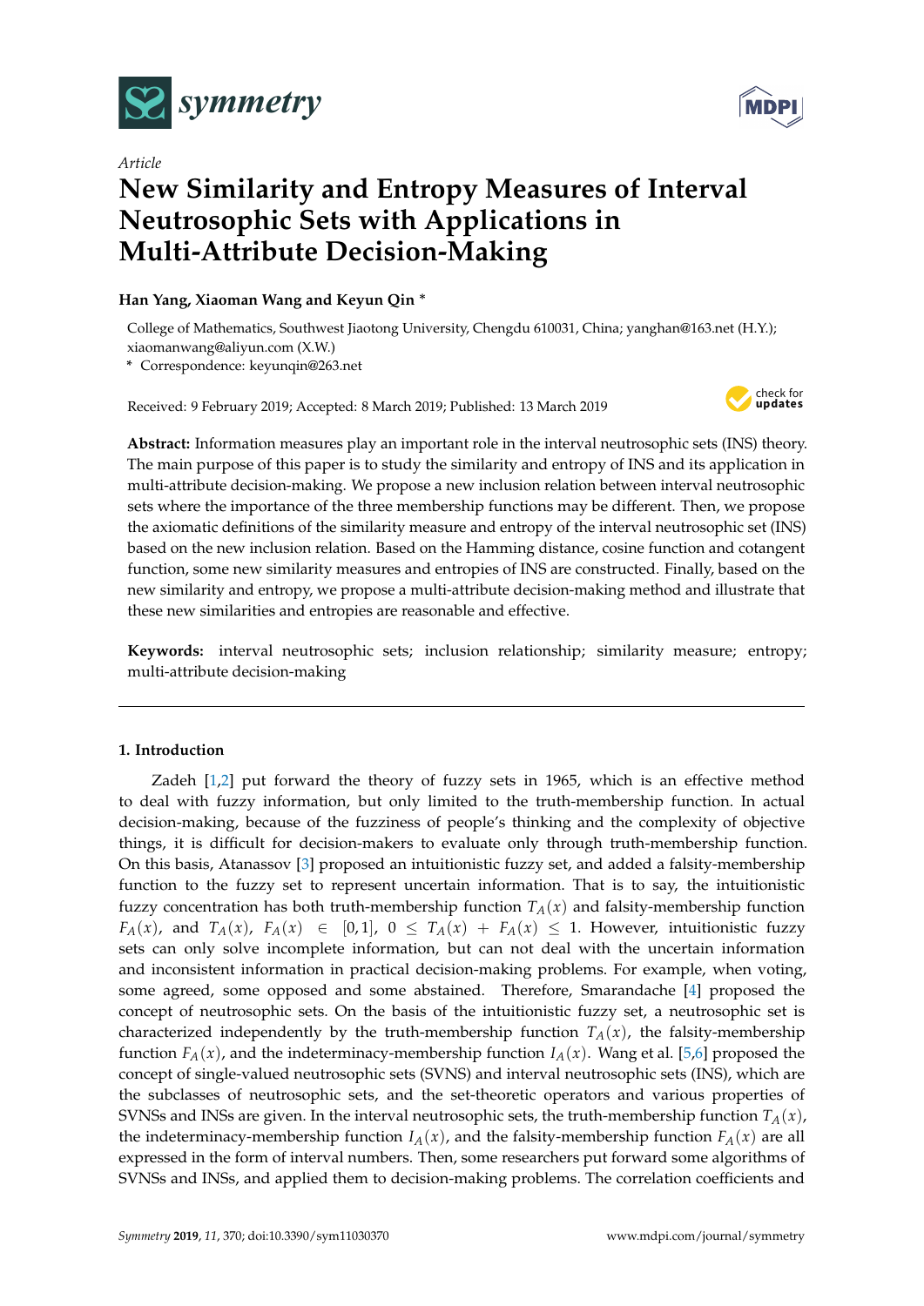*Article*

# New Similarity and Entropy Measures of Interval Neutrosophic Sets with Applications in Multi-Attribute Decision-Making

**Han Yang, Xiaoman Wang and Keyun Qin \***

College of Mathematics, Southwest Jiaotong University, Chengdu 610031, China; yanghan@163.net (H.Y.); xiaomanwang@aliyun.com (X.W.)

**\*** Correspondence: keyunqin@263.net

Received: 9 February 2019; Accepted: 8 March 2019; Published: 13 March 2019

**Abstract:** Information measures play an important role in the interval neutrosophic sets (INS) theory. The main purpose of this paper is to study the similarity and entropy of INS and its application in multi-attribute decision-making. We propose a new inclusion relation between interval neutrosophic sets where the importance of the three membership functions may be different. Then, we propose the axiomatic definitions of the similarity measure and entropy of the interval neutrosophic set (INS) based on the new inclusion relation. Based on the Hamming distance, cosine function and cotangent function, some new similarity measures and entropies of INS are constructed. Finally, based on the new similarity and entropy, we propose a multi-attribute decision-making method and illustrate that these new similarities and entropies are reasonable and effective.

**Keywords:** interval neutrosophic sets; inclusion relationship; similarity measure; entropy; multi-attribute decision-making

## 1. Introduction

Zadeh [1,2] put forward the theory of fuzzy sets in 1965, which is an effective method to deal with fuzzy information, but only limited to the truth-membership function. In actual decision-making, because of the fuzziness of people's thinking and the complexity of objective things, it is difficult for decision-makers to evaluate only through truth-membership function. On this basis, Atanassov [3] proposed an intuitionistic fuzzy set, and added a falsity-membership function to the fuzzy set to represent uncertain information. That is to say, the intuitionistic fuzzy concentration has both truth-membership function $T_A(x)$ and falsity-membership function $F_A(x)$, and $T_A(x)$, $F_A(x) \in [0,1]$, $0 \leq T_A(x) + F_A(x) \leq 1$. However, intuitionistic fuzzy sets can only solve incomplete information, but can not deal with the uncertain information and inconsistent information in practical decision-making problems. For example, when voting, some agreed, some opposed and some abstained. Therefore, Smarandache [4] proposed the concept of neutrosophic sets. On the basis of the intuitionistic fuzzy set, a neutrosophic set is characterized independently by the truth-membership function $T_A(x)$, the falsity-membership function $F_A(x)$, and the indeterminacy-membership function $I_A(x)$. Wang et al. [5,6] proposed the concept of single-valued neutrosophic sets (SVNS) and interval neutrosophic sets (INS), which are the subclasses of neutrosophic sets, and the set-theoretic operators and various properties of SVNSs and INSs are given. In the interval neutrosophic sets, the truth-membership function $T_A(x)$, the indeterminacy-membership function $I_A(x)$, and the falsity-membership function $F_A(x)$ are all expressed in the form of interval numbers. Then, some researchers put forward some algorithms of SVNSs and INSs, and applied them to decision-making problems. The correlation coefficients and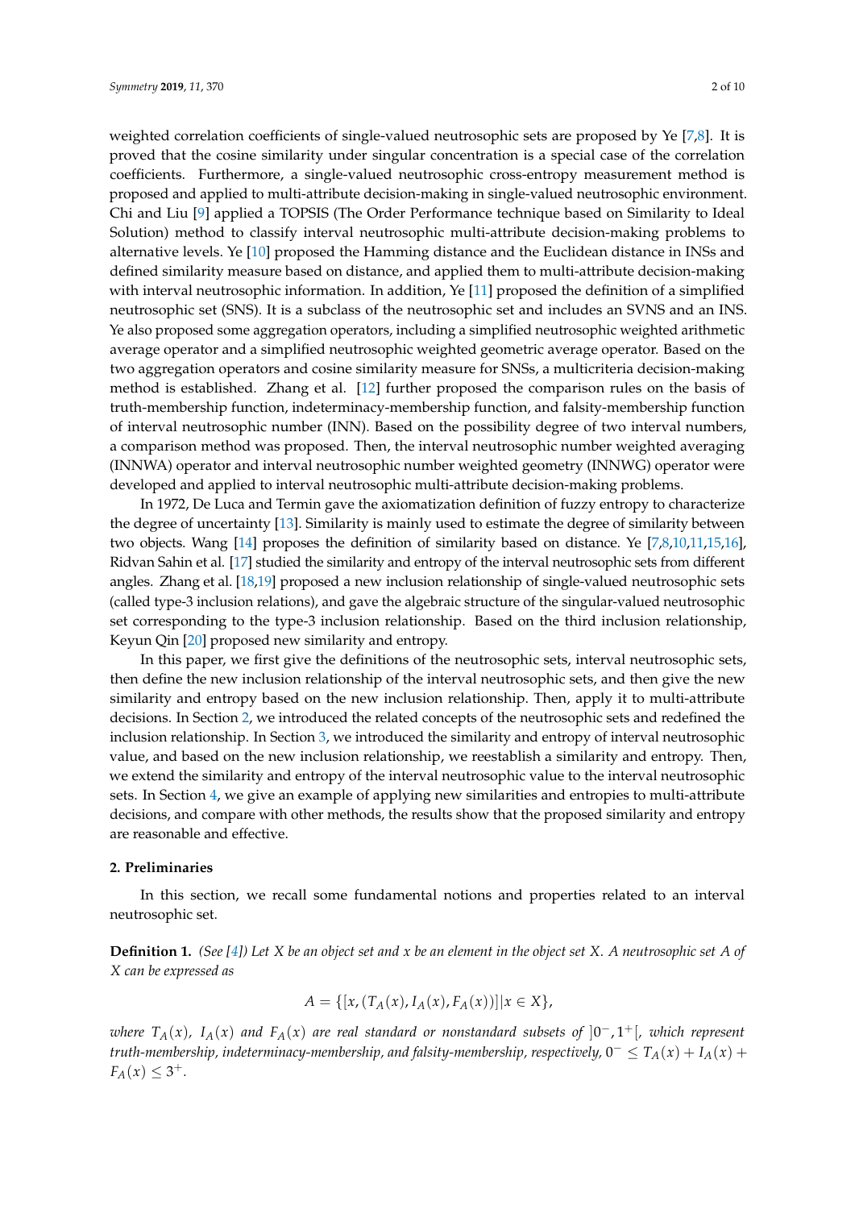weighted correlation coefficients of single-valued neutrosophic sets are proposed by Ye [7,8]. It is proved that the cosine similarity under singular concentration is a special case of the correlation coefficients. Furthermore, a single-valued neutrosophic cross-entropy measurement method is proposed and applied to multi-attribute decision-making in single-valued neutrosophic environment. Chi and Liu [9] applied a TOPSIS (The Order Performance technique based on Similarity to Ideal Solution) method to classify interval neutrosophic multi-attribute decision-making problems to alternative levels. Ye [10] proposed the Hamming distance and the Euclidean distance in INSs and defined similarity measure based on distance, and applied them to multi-attribute decision-making with interval neutrosophic information. In addition, Ye [11] proposed the definition of a simplified neutrosophic set (SNS). It is a subclass of the neutrosophic set and includes an SVNS and an INS. Ye also proposed some aggregation operators, including a simplified neutrosophic weighted arithmetic average operator and a simplified neutrosophic weighted geometric average operator. Based on the two aggregation operators and cosine similarity measure for SNSs, a multicriteria decision-making method is established. Zhang et al. [12] further proposed the comparison rules on the basis of truth-membership function, indeterminacy-membership function, and falsity-membership function of interval neutrosophic number (INN). Based on the possibility degree of two interval numbers, a comparison method was proposed. Then, the interval neutrosophic number weighted averaging (INNWA) operator and interval neutrosophic number weighted geometry (INNWG) operator were developed and applied to interval neutrosophic multi-attribute decision-making problems.

In 1972, De Luca and Termin gave the axiomatization definition of fuzzy entropy to characterize the degree of uncertainty [13]. Similarity is mainly used to estimate the degree of similarity between two objects. Wang [14] proposes the definition of similarity based on distance. Ye [7,8,10,11,15,16], Ridvan Sahin et al. [17] studied the similarity and entropy of the interval neutrosophic sets from different angles. Zhang et al. [18,19] proposed a new inclusion relationship of single-valued neutrosophic sets (called type-3 inclusion relations), and gave the algebraic structure of the singular-valued neutrosophic set corresponding to the type-3 inclusion relationship. Based on the third inclusion relationship, Keyun Qin [20] proposed new similarity and entropy.

In this paper, we first give the definitions of the neutrosophic sets, interval neutrosophic sets, then define the new inclusion relationship of the interval neutrosophic sets, and then give the new similarity and entropy based on the new inclusion relationship. Then, apply it to multi-attribute decisions. In Section 2, we introduced the related concepts of the neutrosophic sets and redefined the inclusion relationship. In Section 3, we introduced the similarity and entropy of interval neutrosophic value, and based on the new inclusion relationship, we reestablish a similarity and entropy. Then, we extend the similarity and entropy of the interval neutrosophic value to the interval neutrosophic sets. In Section 4, we give an example of applying new similarities and entropies to multi-attribute decisions, and compare with other methods, the results show that the proposed similarity and entropy are reasonable and effective.

## 2. Preliminaries

In this section, we recall some fundamental notions and properties related to an interval neutrosophic set.

**Definition 1.** *(See [4]) Let $X$ be an object set and $x$ be an element in the object set $X$. A neutrosophic set $A$ of $X$ can be expressed as*

$$A = \{[x, (T_A(x), I_A(x), F_A(x))] | x \in X\},$$

*where $T_A(x)$, $I_A(x)$ and $F_A(x)$ are real standard or nonstandard subsets of $]0^-, 1^+[$, which represent truth-membership, indeterminacy-membership, and falsity-membership, respectively, $0^- \leq T_A(x) + I_A(x) + F_A(x) \leq 3^+$.*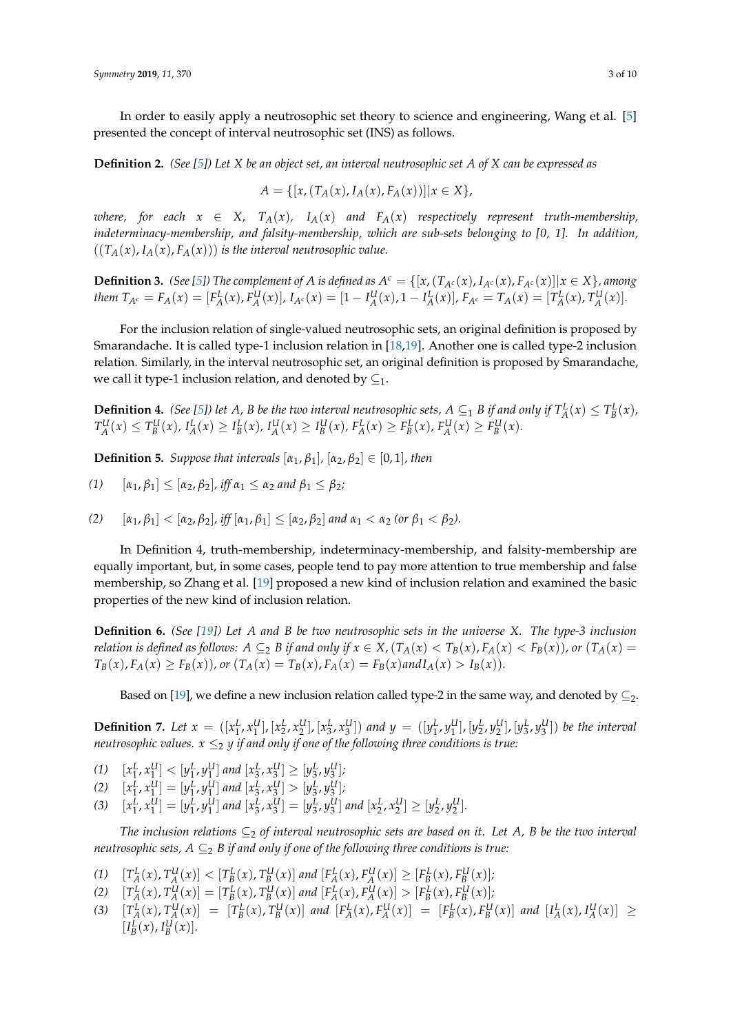In order to easily apply a neutrosophic set theory to science and engineering, Wang et al. [5] presented the concept of interval neutrosophic set (INS) as follows.

**Definition 2.** *(See [5]) Let X be an object set, an interval neutrosophic set A of X can be expressed as*

$$A = \{[x, (T_A(x), I_A(x), F_A(x))] | x \in X\},$$

*where, for each $x \in X$, $T_A(x)$, $I_A(x)$ and $F_A(x)$ respectively represent truth-membership, indeterminacy-membership, and falsity-membership, which are sub-sets belonging to [0, 1]. In addition, $((T_A(x), I_A(x), F_A(x)))$ is the interval neutrosophic value.*

**Definition 3.** *(See [5]) The complement of A is defined as $A^c = \{[x, (T_{A^c}(x), I_{A^c}(x), F_{A^c}(x)] | x \in X\}$, among them $T_{A^c} = F_A(x) = [F_A^L(x), F_A^U(x)]$, $I_{A^c}(x) = [1 - I_A^U(x), 1 - I_A^L(x)]$, $F_{A^c} = T_A(x) = [T_A^L(x), T_A^U(x)]$.*

For the inclusion relation of single-valued neutrosophic sets, an original definition is proposed by Smarandache. It is called type-1 inclusion relation in [18,19]. Another one is called type-2 inclusion relation. Similarly, in the interval neutrosophic set, an original definition is proposed by Smarandache, we call it type-1 inclusion relation, and denoted by $\subseteq_1$.

**Definition 4.** *(See [5]) let A, B be the two interval neutrosophic sets, $A \subseteq_1 B$ if and only if $T_A^L(x) \leq T_B^L(x)$, $T_A^U(x) \leq T_B^U(x)$, $I_A^L(x) \geq I_B^L(x)$, $I_A^U(x) \geq I_B^U(x)$, $F_A^L(x) \geq F_B^L(x)$, $F_A^U(x) \geq F_B^U(x)$.*

**Definition 5.** *Suppose that intervals $[\alpha_1, \beta_1]$, $[\alpha_2, \beta_2] \in [0, 1]$, then*

*(1)* $[\alpha_1, \beta_1] \leq [\alpha_2, \beta_2]$, *iff* $\alpha_1 \leq \alpha_2$ *and* $\beta_1 \leq \beta_2$;

*(2)* $[\alpha_1, \beta_1] < [\alpha_2, \beta_2]$, *iff* $[\alpha_1, \beta_1] \leq [\alpha_2, \beta_2]$ *and* $\alpha_1 < \alpha_2$ *(or* $\beta_1 < \beta_2$*).*

In Definition 4, truth-membership, indeterminacy-membership, and falsity-membership are equally important, but, in some cases, people tend to pay more attention to true membership and false membership, so Zhang et al. [19] proposed a new kind of inclusion relation and examined the basic properties of the new kind of inclusion relation.

**Definition 6.** *(See [19]) Let A and B be two neutrosophic sets in the universe X. The type-3 inclusion relation is defined as follows: $A \subseteq_2 B$ if and only if $x \in X, (T_A(x) < T_B(x), F_A(x) < F_B(x))$, or $(T_A(x) = T_B(x), F_A(x) \geq F_B(x))$, or $(T_A(x) = T_B(x), F_A(x) = F_B(x) and I_A(x) > I_B(x))$.*

Based on [19], we define a new inclusion relation called type-2 in the same way, and denoted by $\subseteq_2$.

**Definition 7.** *Let $x = ([x_1^L, x_1^U], [x_2^L, x_2^U], [x_3^L, x_3^U])$ and $y = ([y_1^L, y_1^U], [y_2^L, y_2^U], [y_3^L, y_3^U])$ be the interval neutrosophic values. $x \leq_2 y$ if and only if one of the following three conditions is true:*

*(1)* $[x_1^L, x_1^U] < [y_1^L, y_1^U]$ *and* $[x_3^L, x_3^U] \geq [y_3^L, y_3^U]$;
*(2)* $[x_1^L, x_1^U] = [y_1^L, y_1^U]$ *and* $[x_3^L, x_3^U] > [y_3^L, y_3^U]$;
*(3)* $[x_1^L, x_1^U] = [y_1^L, y_1^U]$ *and* $[x_3^L, x_3^U] = [y_3^L, y_3^U]$ *and* $[x_2^L, x_2^U] \geq [y_2^L, y_2^U]$.

*The inclusion relations $\subseteq_2$ of interval neutrosophic sets are based on it. Let A, B be the two interval neutrosophic sets, $A \subseteq_2 B$ if and only if one of the following three conditions is true:*

*(1)* $[T_A^L(x), T_A^U(x)] < [T_B^L(x), T_B^U(x)]$ *and* $[F_A^L(x), F_A^U(x)] \geq [F_B^L(x), F_B^U(x)]$;
*(2)* $[T_A^L(x), T_A^U(x)] = [T_B^L(x), T_B^U(x)]$ *and* $[F_A^L(x), F_A^U(x)] > [F_B^L(x), F_B^U(x)]$;
*(3)* $[T_A^L(x), T_A^U(x)] = [T_B^L(x), T_B^U(x)]$ *and* $[F_A^L(x), F_A^U(x)] = [F_B^L(x), F_B^U(x)]$ *and* $[I_A^L(x), I_A^U(x)] \geq [I_B^L(x), I_B^U(x)]$.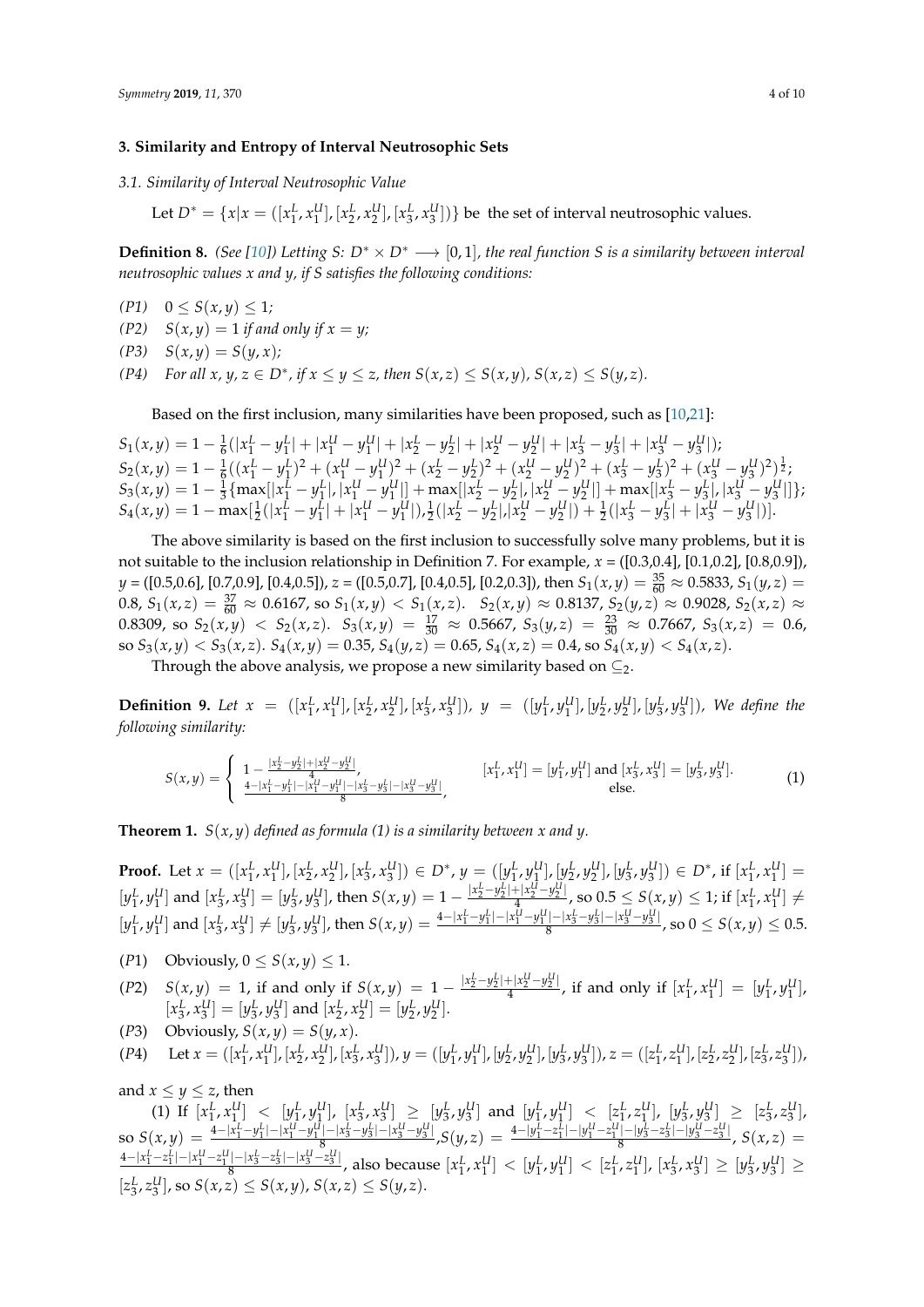## 3. Similarity and Entropy of Interval Neutrosophic Sets

### 3.1. Similarity of Interval Neutrosophic Value

Let $D^* = \{x | x = ([x_1^L, x_1^U], [x_2^L, x_2^U], [x_3^L, x_3^U])\}$ be the set of interval neutrosophic values.

**Definition 8.** *(See [10]) Letting S: $D^* \times D^* \longrightarrow [0,1]$, the real function S is a similarity between interval neutrosophic values x and y, if S satisfies the following conditions:*

- *(P1)* $0 \leq S(x, y) \leq 1$;
- *(P2)* $S(x, y) = 1$ *if and only if* $x = y$;
- *(P3)* $S(x, y) = S(y, x)$;
- *(P4)* *For all* $x, y, z \in D^*$, *if* $x \leq y \leq z$, *then* $S(x, z) \leq S(x, y)$, $S(x, z) \leq S(y, z)$.

Based on the first inclusion, many similarities have been proposed, such as [10,21]:

$$S_1(x, y) = 1 - \frac{1}{6}(|x_1^L - y_1^L| + |x_1^U - y_1^U| + |x_2^L - y_2^L| + |x_2^U - y_2^U| + |x_3^L - y_3^L| + |x_3^U - y_3^U|);$$
$$S_2(x, y) = 1 - \frac{1}{6}((x_1^L - y_1^L)^2 + (x_1^U - y_1^U)^2 + (x_2^L - y_2^L)^2 + (x_2^U - y_2^U)^2 + (x_3^L - y_3^L)^2 + (x_3^U - y_3^U)^2)^{\frac{1}{2}};$$
$$S_3(x, y) = 1 - \frac{1}{3}\{\max[|x_1^L - y_1^L|, |x_1^U - y_1^U|] + \max[|x_2^L - y_2^L|, |x_2^U - y_2^U|] + \max[|x_3^L - y_3^L|, |x_3^U - y_3^U|]\};$$
$$S_4(x, y) = 1 - \max[\frac{1}{2}(|x_1^L - y_1^L| + |x_1^U - y_1^U|), \frac{1}{2}(|x_2^L - y_2^L|, |x_2^U - y_2^U|) + \frac{1}{2}(|x_3^L - y_3^L| + |x_3^U - y_3^U|)].$$

The above similarity is based on the first inclusion to successfully solve many problems, but it is not suitable to the inclusion relationship in Definition 7. For example, $x$ = ([0.3,0.4], [0.1,0.2], [0.8,0.9]), $y$ = ([0.5,0.6], [0.7,0.9], [0.4,0.5]), $z$ = ([0.5,0.7], [0.4,0.5], [0.2,0.3]), then $S_1(x, y) = \frac{35}{60} \approx 0.5833$, $S_1(y, z) = 0.8$, $S_1(x, z) = \frac{37}{60} \approx 0.6167$, so $S_1(x, y) < S_1(x, z)$. $S_2(x, y) \approx 0.8137$, $S_2(y, z) \approx 0.9028$, $S_2(x, z) \approx 0.8309$, so $S_2(x, y) < S_2(x, z)$. $S_3(x, y) = \frac{17}{30} \approx 0.5667$, $S_3(y, z) = \frac{23}{30} \approx 0.7667$, $S_3(x, z) = 0.6$, so $S_3(x, y) < S_3(x, z)$. $S_4(x, y) = 0.35$, $S_4(y, z) = 0.65$, $S_4(x, z) = 0.4$, so $S_4(x, y) < S_4(x, z)$.

Through the above analysis, we propose a new similarity based on $\subseteq_2$.

**Definition 9.** *Let* $x = ([x_1^L, x_1^U], [x_2^L, x_2^U], [x_3^L, x_3^U])$, $y = ([y_1^L, y_1^U], [y_2^L, y_2^U], [y_3^L, y_3^U])$, *We define the following similarity:*

$$S(x, y) = \begin{cases} 1 - \frac{|x_2^L - y_2^L| + |x_2^U - y_2^U|}{4}, & [x_1^L, x_1^U] = [y_1^L, y_1^U] \text{ and } [x_3^L, x_3^U] = [y_3^L, y_3^U]. \\ \frac{4 - |x_1^L - y_1^L| - |x_1^U - y_1^U| - |x_3^L - y_3^L| - |x_3^U - y_3^U|}{8}, & \text{else.} \end{cases} \quad (1)$$

**Theorem 1.** *$S(x, y)$ defined as formula (1) is a similarity between x and y.*

**Proof.** Let $x = ([x_1^L, x_1^U], [x_2^L, x_2^U], [x_3^L, x_3^U]) \in D^*$, $y = ([y_1^L, y_1^U], [y_2^L, y_2^U], [y_3^L, y_3^U]) \in D^*$, if $[x_1^L, x_1^U] = [y_1^L, y_1^U]$ and $[x_3^L, x_3^U] = [y_3^L, y_3^U]$, then $S(x, y) = 1 - \frac{|x_2^L - y_2^L| + |x_2^U - y_2^U|}{4}$, so $0.5 \leq S(x, y) \leq 1$; if $[x_1^L, x_1^U] \neq [y_1^L, y_1^U]$ and $[x_3^L, x_3^U] \neq [y_3^L, y_3^U]$, then $S(x, y) = \frac{4 - |x_1^L - y_1^L| - |x_1^U - y_1^U| - |x_3^L - y_3^L| - |x_3^U - y_3^U|}{8}$, so $0 \leq S(x, y) \leq 0.5$.

- $(P1)$ Obviously, $0 \leq S(x, y) \leq 1$.
- $(P2)$ $S(x, y) = 1$, if and only if $S(x, y) = 1 - \frac{|x_2^L - y_2^L| + |x_2^U - y_2^U|}{4}$, if and only if $[x_1^L, x_1^U] = [y_1^L, y_1^U]$, $[x_3^L, x_3^U] = [y_3^L, y_3^U]$ and $[x_2^L, x_2^U] = [y_2^L, y_2^U]$.
- $(P3)$ Obviously, $S(x, y) = S(y, x)$.
- $(P4)$ Let $x = ([x_1^L, x_1^U], [x_2^L, x_2^U], [x_3^L, x_3^U])$, $y = ([y_1^L, y_1^U], [y_2^L, y_2^U], [y_3^L, y_3^U])$, $z = ([z_1^L, z_1^U], [z_2^L, z_2^U], [z_3^L, z_3^U])$,

and $x \leq y \leq z$, then

(1) If $[x_1^L, x_1^U] < [y_1^L, y_1^U]$, $[x_3^L, x_3^U] \geq [y_3^L, y_3^U]$ and $[y_1^L, y_1^U] < [z_1^L, z_1^U]$, $[y_3^L, y_3^U] \geq [z_3^L, z_3^U]$, so $S(x, y) = \frac{4 - |x_1^L - y_1^L| - |x_1^U - y_1^U| - |x_3^L - y_3^L| - |x_3^U - y_3^U|}{8}$, $S(y, z) = \frac{4 - |y_1^L - z_1^L| - |y_1^U - z_1^U| - |y_3^L - z_3^L| - |y_3^U - z_3^U|}{8}$, $S(x, z) = \frac{4 - |x_1^L - z_1^L| - |x_1^U - z_1^U| - |x_3^L - z_3^L| - |x_3^U - z_3^U|}{8}$, also because $[x_1^L, x_1^U] < [y_1^L, y_1^U] < [z_1^L, z_1^U]$, $[x_3^L, x_3^U] \geq [y_3^L, y_3^U] \geq [z_3^L, z_3^U]$, so $S(x, z) \leq S(x, y)$, $S(x, z) \leq S(y, z)$.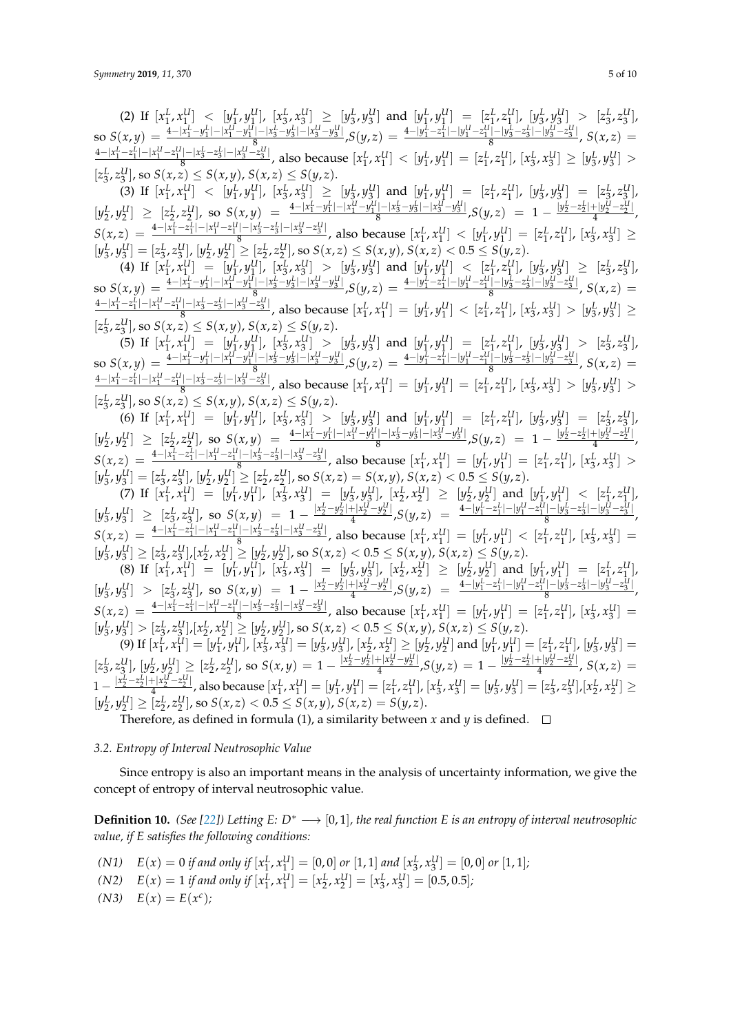(2) If $[x_1^L, x_1^U] < [y_1^L, y_1^U]$, $[x_3^L, x_3^U] \geq [y_3^L, y_3^U]$ and $[y_1^L, y_1^U] = [z_1^L, z_1^U]$, $[y_3^L, y_3^U] > [z_3^L, z_3^U]$, so $S(x,y) = \frac{4-|x_1^L-y_1^L|-|x_1^U-y_1^U|-|x_3^L-y_3^L|-|x_3^U-y_3^U|}{8}$,$S(y,z) = \frac{4-|y_1^L-z_1^L|-|y_1^U-z_1^U|-|y_3^L-z_3^L|-|y_3^U-z_3^U|}{8}$, $S(x,z) = \frac{4-|x_1^L-z_1^L|-|x_1^U-z_1^U|-|x_3^L-z_3^L|-|x_3^U-z_3^U|}{8}$, also because $[x_1^L, x_1^U] < [y_1^L, y_1^U] = [z_1^L, z_1^U]$, $[x_3^L, x_3^U] \geq [y_3^L, y_3^U] > [z_3^L, z_3^U]$, so $S(x,z) \leq S(x,y)$, $S(x,z) \leq S(y,z)$.

(3) If $[x_1^L, x_1^U] < [y_1^L, y_1^U]$, $[x_3^L, x_3^U] \geq [y_3^L, y_3^U]$ and $[y_1^L, y_1^U] = [z_1^L, z_1^U]$, $[y_3^L, y_3^U] = [z_3^L, z_3^U]$, $[y_2^L, y_2^U] \geq [z_2^L, z_2^U]$, so $S(x,y) = \frac{4-|x_1^L-y_1^L|-|x_1^U-y_1^U|-|x_3^L-y_3^L|-|x_3^U-y_3^U|}{8}$,$S(y,z) = 1 - \frac{|y_2^L-z_2^L|+|y_2^U-z_2^U|}{4}$, $S(x,z) = \frac{4-|x_1^L-z_1^L|-|x_1^U-z_1^U|-|x_3^L-z_3^L|-|x_3^U-z_3^U|}{8}$, also because $[x_1^L, x_1^U] < [y_1^L, y_1^U] = [z_1^L, z_1^U]$, $[x_3^L, x_3^U] \geq [y_3^L, y_3^U] = [z_3^L, z_3^U]$, $[y_2^L, y_2^U] \geq [z_2^L, z_2^U]$, so $S(x,z) \leq S(x,y)$, $S(x,z) < 0.5 \leq S(y,z)$.

(4) If $[x_1^L, x_1^U] = [y_1^L, y_1^U]$, $[x_3^L, x_3^U] > [y_3^L, y_3^U]$ and $[y_1^L, y_1^U] < [z_1^L, z_1^U]$, $[y_3^L, y_3^U] \geq [z_3^L, z_3^U]$, so $S(x,y) = \frac{4-|x_1^L-y_1^L|-|x_1^U-y_1^U|-|x_3^L-y_3^L|-|x_3^U-y_3^U|}{8}$,$S(y,z) = \frac{4-|y_1^L-z_1^L|-|y_1^U-z_1^U|-|y_3^L-z_3^L|-|y_3^U-z_3^U|}{8}$, $S(x,z) = \frac{4-|x_1^L-z_1^L|-|x_1^U-z_1^U|-|x_3^L-z_3^L|-|x_3^U-z_3^U|}{8}$, also because $[x_1^L, x_1^U] = [y_1^L, y_1^U] < [z_1^L, z_1^U]$, $[x_3^L, x_3^U] > [y_3^L, y_3^U] \geq [z_3^L, z_3^U]$, so $S(x,z) \leq S(x,y)$, $S(x,z) \leq S(y,z)$.

(5) If $[x_1^L, x_1^U] = [y_1^L, y_1^U]$, $[x_3^L, x_3^U] > [y_3^L, y_3^U]$ and $[y_1^L, y_1^U] = [z_1^L, z_1^U]$, $[y_3^L, y_3^U] > [z_3^L, z_3^U]$, so $S(x,y) = \frac{4-|x_1^L-y_1^L|-|x_1^U-y_1^U|-|x_3^L-y_3^L|-|x_3^U-y_3^U|}{8}$,$S(y,z) = \frac{4-|y_1^L-z_1^L|-|y_1^U-z_1^U|-|y_3^L-z_3^L|-|y_3^U-z_3^U|}{8}$, $S(x,z) = \frac{4-|x_1^L-z_1^L|-|x_1^U-z_1^U|-|x_3^L-z_3^L|-|x_3^U-z_3^U|}{8}$, also because $[x_1^L, x_1^U] = [y_1^L, y_1^U] = [z_1^L, z_1^U]$, $[x_3^L, x_3^U] > [y_3^L, y_3^U] > [z_3^L, z_3^U]$, so $S(x,z) \leq S(x,y)$, $S(x,z) \leq S(y,z)$.

(6) If $[x_1^L, x_1^U] = [y_1^L, y_1^U]$, $[x_3^L, x_3^U] > [y_3^L, y_3^U]$ and $[y_1^L, y_1^U] = [z_1^L, z_1^U]$, $[y_3^L, y_3^U] = [z_3^L, z_3^U]$, $[y_2^L, y_2^U] \geq [z_2^L, z_2^U]$, so $S(x,y) = \frac{4-|x_1^L-y_1^L|-|x_1^U-y_1^U|-|x_3^L-y_3^L|-|x_3^U-y_3^U|}{8}$,$S(y,z) = 1 - \frac{|y_2^L-z_2^L|+|y_2^U-z_2^U|}{4}$, $S(x,z) = \frac{4-|x_1^L-z_1^L|-|x_1^U-z_1^U|-|x_3^L-z_3^L|-|x_3^U-z_3^U|}{8}$, also because $[x_1^L, x_1^U] = [y_1^L, y_1^U] = [z_1^L, z_1^U]$, $[x_3^L, x_3^U] > [y_3^L, y_3^U] = [z_3^L, z_3^U]$, $[y_2^L, y_2^U] \geq [z_2^L, z_2^U]$, so $S(x,z) = S(x,y)$, $S(x,z) < 0.5 \leq S(y,z)$.

(7) If $[x_1^L, x_1^U] = [y_1^L, y_1^U]$, $[x_3^L, x_3^U] = [y_3^L, y_3^U]$, $[x_2^L, x_2^U] \geq [y_2^L, y_2^U]$ and $[y_1^L, y_1^U] < [z_1^L, z_1^U]$, $[y_3^L, y_3^U] \geq [z_3^L, z_3^U]$, so $S(x,y) = 1 - \frac{|x_2^L-y_2^L|+|x_2^U-y_2^U|}{4}$,$S(y,z) = \frac{4-|y_1^L-z_1^L|-|y_1^U-z_1^U|-|y_3^L-z_3^L|-|y_3^U-z_3^U|}{8}$, $S(x,z) = \frac{4-|x_1^L-z_1^L|-|x_1^U-z_1^U|-|x_3^L-z_3^L|-|x_3^U-z_3^U|}{8}$, also because $[x_1^L, x_1^U] = [y_1^L, y_1^U] < [z_1^L, z_1^U]$, $[x_3^L, x_3^U] = [y_3^L, y_3^U] \geq [z_3^L, z_3^U]$,$[x_2^L, x_2^U] \geq [y_2^L, y_2^U]$, so $S(x,z) < 0.5 \leq S(x,y)$, $S(x,z) \leq S(y,z)$.

(8) If $[x_1^L, x_1^U] = [y_1^L, y_1^U]$, $[x_3^L, x_3^U] = [y_3^L, y_3^U]$, $[x_2^L, x_2^U] \geq [y_2^L, y_2^U]$ and $[y_1^L, y_1^U] = [z_1^L, z_1^U]$, $[y_3^L, y_3^U] > [z_3^L, z_3^U]$, so $S(x,y) = 1 - \frac{|x_2^L-y_2^L|+|x_2^U-y_2^U|}{4}$,$S(y,z) = \frac{4-|y_1^L-z_1^L|-|y_1^U-z_1^U|-|y_3^L-z_3^L|-|y_3^U-z_3^U|}{8}$, $S(x,z) = \frac{4-|x_1^L-z_1^L|-|x_1^U-z_1^U|-|x_3^L-z_3^L|-|x_3^U-z_3^U|}{8}$, also because $[x_1^L, x_1^U] = [y_1^L, y_1^U] = [z_1^L, z_1^U]$, $[x_3^L, x_3^U] = [y_3^L, y_3^U] > [z_3^L, z_3^U]$,$[x_2^L, x_2^U] \geq [y_2^L, y_2^U]$, so $S(x,z) < 0.5 \leq S(x,y)$, $S(x,z) \leq S(y,z)$.

(9) If $[x_1^L, x_1^U] = [y_1^L, y_1^U]$, $[x_3^L, x_3^U] = [y_3^L, y_3^U]$, $[x_2^L, x_2^U] \geq [y_2^L, y_2^U]$ and $[y_1^L, y_1^U] = [z_1^L, z_1^U]$, $[y_3^L, y_3^U] = [z_3^L, z_3^U]$, $[y_2^L, y_2^U] \geq [z_2^L, z_2^U]$, so $S(x,y) = 1 - \frac{|x_2^L-y_2^L|+|x_2^U-y_2^U|}{4}$,$S(y,z) = 1 - \frac{|y_2^L-z_2^L|+|y_2^U-z_2^U|}{4}$, $S(x,z) = 1 - \frac{|x_2^L-z_2^L|+|x_2^U-z_2^U|}{4}$, also because $[x_1^L, x_1^U] = [y_1^L, y_1^U] = [z_1^L, z_1^U]$, $[x_3^L, x_3^U] = [y_3^L, y_3^U] = [z_3^L, z_3^U]$,$[x_2^L, x_2^U] \geq [y_2^L, y_2^U] \geq [z_2^L, z_2^U]$, so $S(x,z) < 0.5 \leq S(x,y)$, $S(x,z) = S(y,z)$.

Therefore, as defined in formula (1), a similarity between $x$ and $y$ is defined. □

### 3.2. Entropy of Interval Neutrosophic Value

Since entropy is also an important means in the analysis of uncertainty information, we give the concept of entropy of interval neutrosophic value.

**Definition 10.** *(See [22]) Letting $E$: $D^* \longrightarrow [0,1]$, the real function $E$ is an entropy of interval neutrosophic value, if $E$ satisfies the following conditions:*

- *(N1)* $E(x) = 0$ *if and only if* $[x_1^L, x_1^U] = [0,0]$ *or* $[1,1]$ *and* $[x_3^L, x_3^U] = [0,0]$ *or* $[1,1]$*;*
- *(N2)* $E(x) = 1$ *if and only if* $[x_1^L, x_1^U] = [x_2^L, x_2^U] = [x_3^L, x_3^U] = [0.5, 0.5]$*;*
- *(N3)* $E(x) = E(x^c)$*;*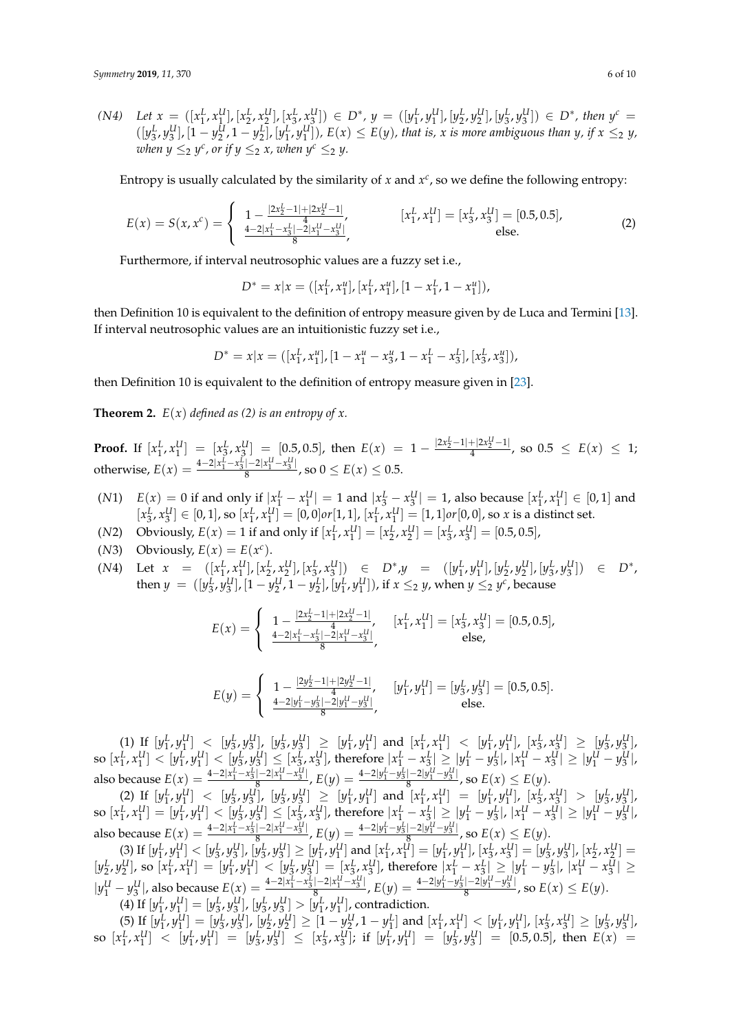(N4) *Let* $x = ([x_1^L, x_1^U], [x_2^L, x_2^U], [x_3^L, x_3^U]) \in D^*$, $y = ([y_1^L, y_1^U], [y_2^L, y_2^U], [y_3^L, y_3^U]) \in D^*$, *then* $y^c = ([y_3^L, y_3^U], [1 - y_2^U, 1 - y_2^L], [y_1^L, y_1^U])$, $E(x) \le E(y)$, *that is, x is more ambiguous than y, if* $x \le_2 y$, *when* $y \le_2 y^c$, *or if* $y \le_2 x$, *when* $y^c \le_2 y$.

Entropy is usually calculated by the similarity of $x$ and $x^c$, so we define the following entropy:

$$E(x) = S(x, x^c) = \begin{cases} 1 - \frac{|2x_2^L - 1| + |2x_2^U - 1|}{4}, & [x_1^L, x_1^U] = [x_3^L, x_3^U] = [0.5, 0.5], \\ \frac{4 - 2|x_1^L - x_3^L| - 2|x_1^U - x_3^U|}{8}, & \text{else.} \end{cases} \tag{2}$$

Furthermore, if interval neutrosophic values are a fuzzy set i.e.,

$$D^* = x | x = ([x_1^L, x_1^u], [x_1^L, x_1^u], [1 - x_1^L, 1 - x_1^u]),$$

then Definition 10 is equivalent to the definition of entropy measure given by de Luca and Termini [13]. If interval neutrosophic values are an intuitionistic fuzzy set i.e.,

$$D^* = x | x = ([x_1^L, x_1^u], [1 - x_1^u - x_3^u, 1 - x_1^L - x_3^L], [x_3^L, x_3^u]),$$

then Definition 10 is equivalent to the definition of entropy measure given in [23].

**Theorem 2.** *$E(x)$ defined as (2) is an entropy of x.*

**Proof.** If $[x_1^L, x_1^U] = [x_3^L, x_3^U] = [0.5, 0.5]$, then $E(x) = 1 - \frac{|2x_2^L - 1| + |2x_2^U - 1|}{4}$, so $0.5 \le E(x) \le 1$; otherwise, $E(x) = \frac{4 - 2|x_1^L - x_3^L| - 2|x_1^U - x_3^U|}{8}$, so $0 \le E(x) \le 0.5$.

- $(N1)$ $E(x) = 0$ if and only if $|x_1^L - x_1^U| = 1$ and $|x_3^L - x_3^U| = 1$, also because $[x_1^L, x_1^U] \in [0, 1]$ and $[x_3^L, x_3^U] \in [0, 1]$, so $[x_1^L, x_1^U] = [0, 0] or [1, 1]$, $[x_1^L, x_1^U] = [1, 1] or [0, 0]$, so $x$ is a distinct set.
- $(N2)$ Obviously, $E(x) = 1$ if and only if $[x_1^L, x_1^U] = [x_2^L, x_2^U] = [x_3^L, x_3^U] = [0.5, 0.5]$,
- $(N3)$ Obviously, $E(x) = E(x^c)$.
- $(N4)$ Let $x = ([x_1^L, x_1^U], [x_2^L, x_2^U], [x_3^L, x_3^U]) \in D^*$, $y = ([y_1^L, y_1^U], [y_2^L, y_2^U], [y_3^L, y_3^U]) \in D^*$, then $y = ([y_3^L, y_3^U], [1 - y_2^U, 1 - y_2^L], [y_1^L, y_1^U])$, if $x \le_2 y$, when $y \le_2 y^c$, because

$$E(x) = \begin{cases} 1 - \frac{|2x_2^L - 1| + |2x_2^U - 1|}{4}, & [x_1^L, x_1^U] = [x_3^L, x_3^U] = [0.5, 0.5], \\ \frac{4 - 2|x_1^L - x_3^L| - 2|x_1^U - x_3^U|}{8}, & \text{else,} \end{cases}$$

$$E(y) = \begin{cases} 1 - \frac{|2y_2^L - 1| + |2y_2^U - 1|}{4}, & [y_1^L, y_1^U] = [y_3^L, y_3^U] = [0.5, 0.5]. \\ \frac{4 - 2|y_1^L - y_3^L| - 2|y_1^U - y_3^U|}{8}, & \text{else.} \end{cases}$$

(1) If $[y_1^L, y_1^U] < [y_3^L, y_3^U]$, $[y_3^L, y_3^U] \ge [y_1^L, y_1^U]$ and $[x_1^L, x_1^U] < [y_1^L, y_1^U]$, $[x_3^L, x_3^U] \ge [y_3^L, y_3^U]$, so $[x_1^L, x_1^U] < [y_1^L, y_1^U] < [y_3^L, y_3^U] \le [x_3^L, x_3^U]$, therefore $|x_1^L - x_3^L| \ge |y_1^L - y_3^L|$, $|x_1^U - x_3^U| \ge |y_1^U - y_3^U|$, also because $E(x) = \frac{4 - 2|x_1^L - x_3^L| - 2|x_1^U - x_3^U|}{8}$, $E(y) = \frac{4 - 2|y_1^L - y_3^L| - 2|y_1^U - y_3^U|}{8}$, so $E(x) \le E(y)$.

(2) If $[y_1^L, y_1^U] < [y_3^L, y_3^U]$, $[y_3^L, y_3^U] \ge [y_1^L, y_1^U]$ and $[x_1^L, x_1^U] = [y_1^L, y_1^U]$, $[x_3^L, x_3^U] > [y_3^L, y_3^U]$, so $[x_1^L, x_1^U] = [y_1^L, y_1^U] < [y_3^L, y_3^U] \le [x_3^L, x_3^U]$, therefore $|x_1^L - x_3^L| \ge |y_1^L - y_3^L|$, $|x_1^U - x_3^U| \ge |y_1^U - y_3^U|$, also because $E(x) = \frac{4 - 2|x_1^L - x_3^L| - 2|x_1^U - x_3^U|}{8}$, $E(y) = \frac{4 - 2|y_1^L - y_3^L| - 2|y_1^U - y_3^U|}{8}$, so $E(x) \le E(y)$.

(3) If $[y_1^L, y_1^U] < [y_3^L, y_3^U]$, $[y_3^L, y_3^U] \ge [y_1^L, y_1^U]$ and $[x_1^L, x_1^U] = [y_1^L, y_1^U]$, $[x_3^L, x_3^U] = [y_3^L, y_3^U]$, $[x_2^L, x_2^U] = [y_2^L, y_2^U]$, so $[x_1^L, x_1^U] = [y_1^L, y_1^U] < [y_3^L, y_3^U] = [x_3^L, x_3^U]$, therefore $|x_1^L - x_3^L| \ge |y_1^L - y_3^L|$, $|x_1^U - x_3^U| \ge |y_1^U - y_3^U|$, also because $E(x) = \frac{4 - 2|x_1^L - x_3^L| - 2|x_1^U - x_3^U|}{8}$, $E(y) = \frac{4 - 2|y_1^L - y_3^L| - 2|y_1^U - y_3^U|}{8}$, so $E(x) \le E(y)$.

(4) If $[y_1^L, y_1^U] = [y_3^L, y_3^U]$, $[y_3^L, y_3^U] > [y_1^L, y_1^U]$, contradiction.

(5) If $[y_1^L, y_1^U] = [y_3^L, y_3^U]$, $[y_2^L, y_2^U] \ge [1 - y_2^U, 1 - y_2^L]$ and $[x_1^L, x_1^U] < [y_1^L, y_1^U]$, $[x_3^L, x_3^U] \ge [y_3^L, y_3^U]$, so $[x_1^L, x_1^U] < [y_1^L, y_1^U] = [y_3^L, y_3^U] \le [x_3^L, x_3^U]$; if $[y_1^L, y_1^U] = [y_3^L, y_3^U] = [0.5, 0.5]$, then $E(x) =$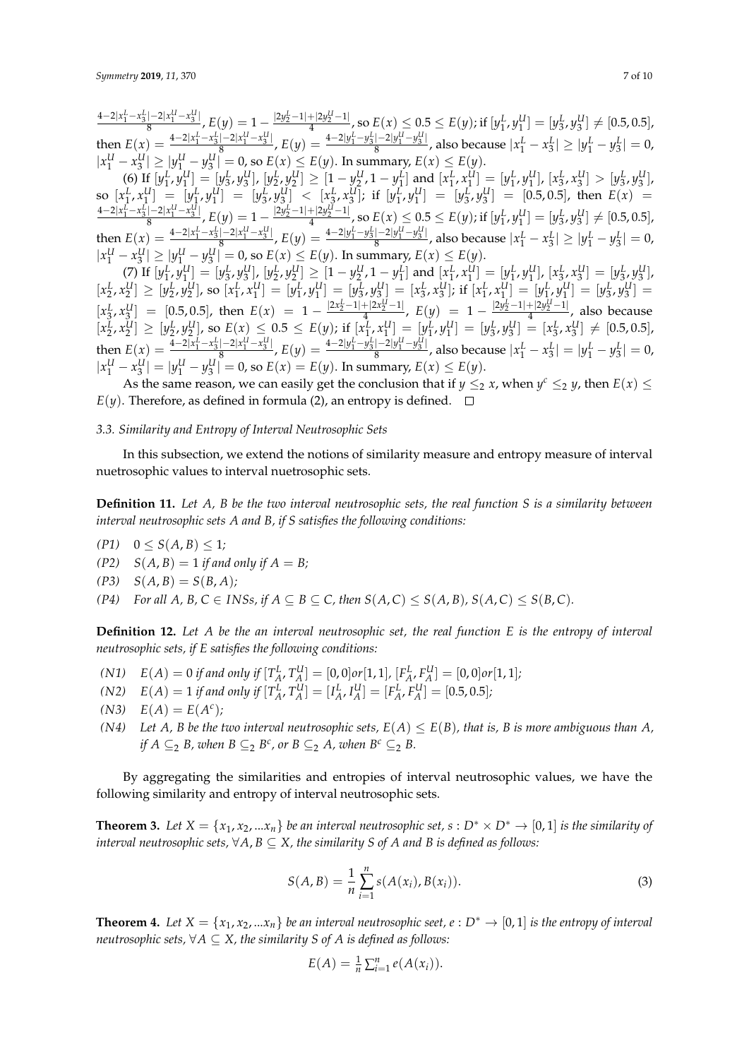$\frac{4-2|x_1^L-x_3^L|-2|x_1^U-x_3^U|}{8}$, $E(y) = 1 - \frac{|2y_2^L-1|+|2y_2^U-1|}{4}$, so $E(x) \leq 0.5 \leq E(y)$; if $[y_1^L, y_1^U] = [y_3^L, y_3^U] \neq [0.5, 0.5]$, then $E(x) = \frac{4-2|x_1^L-x_3^L|-2|x_1^U-x_3^U|}{8}$, $E(y) = \frac{4-2|y_1^L-y_3^L|-2|y_1^U-y_3^U|}{8}$, also because $|x_1^L - x_3^L| \geq |y_1^L - y_3^L| = 0$, $|x_1^U - x_3^U| \geq |y_1^U - y_3^U| = 0$, so $E(x) \leq E(y)$. In summary, $E(x) \leq E(y)$.

(6) If $[y_1^L, y_1^U] = [y_3^L, y_3^U]$, $[y_2^L, y_2^U] \geq [1 - y_2^U, 1 - y_1^L]$ and $[x_1^L, x_1^U] = [y_1^L, y_1^U]$, $[x_3^L, x_3^U] > [y_3^L, y_3^U]$, so $[x_1^L, x_1^U] = [y_1^L, y_1^U] = [y_3^L, y_3^U] < [x_3^L, x_3^U]$; if $[y_1^L, y_1^U] = [y_3^L, y_3^U] = [0.5, 0.5]$, then $E(x) = \frac{4-2|x_1^L-x_3^L|-2|x_1^U-x_3^U|}{8}$, $E(y) = 1 - \frac{|2y_2^L-1|+|2y_2^U-1|}{4}$, so $E(x) \leq 0.5 \leq E(y)$; if $[y_1^L, y_1^U] = [y_3^L, y_3^U] \neq [0.5, 0.5]$, then $E(x) = \frac{4-2|x_1^L-x_3^L|-2|x_1^U-x_3^U|}{8}$, $E(y) = \frac{4-2|y_1^L-y_3^L|-2|y_1^U-y_3^U|}{8}$, also because $|x_1^L - x_3^L| \geq |y_1^L - y_3^L| = 0$, $|x_1^U - x_3^U| \geq |y_1^U - y_3^U| = 0$, so $E(x) \leq E(y)$. In summary, $E(x) \leq E(y)$.

(7) If $[y_1^L, y_1^U] = [y_3^L, y_3^U]$, $[y_2^L, y_2^U] \geq [1 - y_2^U, 1 - y_1^L]$ and $[x_1^L, x_1^U] = [y_1^L, y_1^U]$, $[x_3^L, x_3^U] = [y_3^L, y_3^U]$, $[x_2^L, x_2^U] \geq [y_2^L, y_2^U]$, so $[x_1^L, x_1^U] = [y_1^L, y_1^U] = [y_3^L, y_3^U] = [x_3^L, x_3^U]$; if $[x_1^L, x_1^U] = [y_1^L, y_1^U] = [y_3^L, y_3^U] = [x_3^L, x_3^U] = [0.5, 0.5]$, then $E(x) = 1 - \frac{|2x_2^L-1|+|2x_2^U-1|}{4}$, $E(y) = 1 - \frac{|2y_2^L-1|+|2y_2^U-1|}{4}$, also because $[x_2^L, x_2^U] \geq [y_2^L, y_2^U]$, so $E(x) \leq 0.5 \leq E(y)$; if $[x_1^L, x_1^U] = [y_1^L, y_1^U] = [y_3^L, y_3^U] = [x_3^L, x_3^U] \neq [0.5, 0.5]$, then $E(x) = \frac{4-2|x_1^L-x_3^L|-2|x_1^U-x_3^U|}{8}$, $E(y) = \frac{4-2|y_1^L-y_3^L|-2|y_1^U-y_3^U|}{8}$, also because $|x_1^L - x_3^L| = |y_1^L - y_3^L| = 0$, $|x_1^U - x_3^U| = |y_1^U - y_3^U| = 0$, so $E(x) = E(y)$. In summary, $E(x) \leq E(y)$.

As the same reason, we can easily get the conclusion that if $y \leq_2 x$, when $y^c \leq_2 y$, then $E(x) \leq E(y)$. Therefore, as defined in formula (2), an entropy is defined. $\square$

### 3.3. Similarity and Entropy of Interval Neutrosophic Sets

In this subsection, we extend the notions of similarity measure and entropy measure of interval nuetrosophic values to interval nuetrosophic sets.

**Definition 11.** *Let A, B be the two interval neutrosophic sets, the real function S is a similarity between interval neutrosophic sets A and B, if S satisfies the following conditions:*

- *(P1)* $0 \leq S(A, B) \leq 1$;
- *(P2)* $S(A, B) = 1$ *if and only if* $A = B$;
- *(P3)* $S(A, B) = S(B, A)$;
- *(P4)* *For all A, B, C* $\in$ *INSs, if* $A \subseteq B \subseteq C$, *then* $S(A, C) \leq S(A, B)$, $S(A, C) \leq S(B, C)$.

**Definition 12.** *Let A be the an interval neutrosophic set, the real function E is the entropy of interval neutrosophic sets, if E satisfies the following conditions:*

- *(N1)* $E(A) = 0$ *if and only if* $[T_A^L, T_A^U] = [0, 0] or [1, 1]$, $[F_A^L, F_A^U] = [0, 0] or [1, 1]$;
- *(N2)* $E(A) = 1$ *if and only if* $[T_A^L, T_A^U] = [I_A^L, I_A^U] = [F_A^L, F_A^U] = [0.5, 0.5]$;
- *(N3)* $E(A) = E(A^c)$;
- *(N4)* *Let A, B be the two interval neutrosophic sets,* $E(A) \leq E(B)$, *that is, B is more ambiguous than A, if* $A \subseteq_2 B$, *when* $B \subseteq_2 B^c$, *or* $B \subseteq_2 A$, *when* $B^c \subseteq_2 B$.

By aggregating the similarities and entropies of interval neutrosophic values, we have the following similarity and entropy of interval neutrosophic sets.

**Theorem 3.** *Let* $X = \{x_1, x_2, ...x_n\}$ *be an interval neutrosophic set,* $s : D^* \times D^* \to [0, 1]$ *is the similarity of interval neutrosophic sets,* $\forall A, B \subseteq X$, *the similarity S of A and B is defined as follows:*

$$S(A, B) = \frac{1}{n} \sum_{i=1}^{n} s(A(x_i), B(x_i)). \tag{3}$$

**Theorem 4.** *Let* $X = \{x_1, x_2, ...x_n\}$ *be an interval neutrosophic seet,* $e : D^* \to [0, 1]$ *is the entropy of interval neutrosophic sets,* $\forall A \subseteq X$, *the similarity S of A is defined as follows:*

$$E(A) = \frac{1}{n} \sum_{i=1}^{n} e(A(x_i)).$$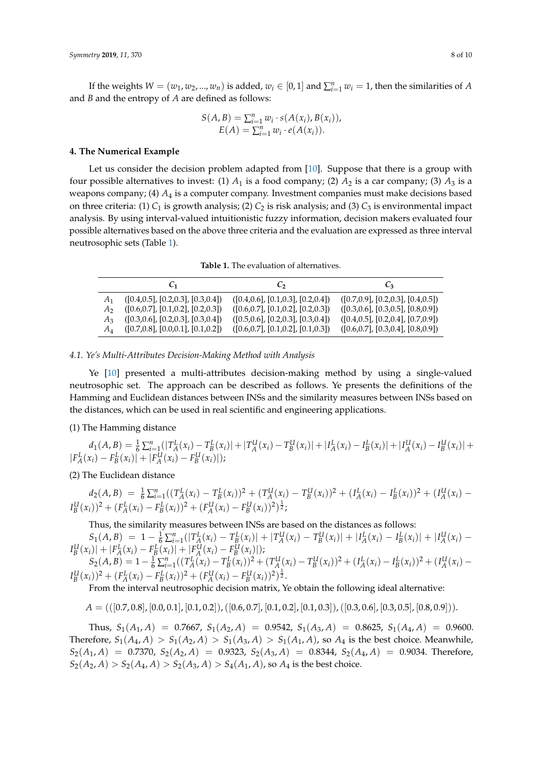If the weights $W = (w_1, w_2, ..., w_n)$ is added, $w_i \in [0,1]$ and $\sum_{i=1}^{n} w_i = 1$, then the similarities of $A$ and $B$ and the entropy of $A$ are defined as follows:

$$S(A,B) = \sum_{i=1}^{n} w_i \cdot s(A(x_i), B(x_i)),$$
$$E(A) = \sum_{i=1}^{n} w_i \cdot e(A(x_i)).$$

## 4. The Numerical Example

Let us consider the decision problem adapted from [10]. Suppose that there is a group with four possible alternatives to invest: (1) $A_1$ is a food company; (2) $A_2$ is a car company; (3) $A_3$ is a weapons company; (4) $A_4$ is a computer company. Investment companies must make decisions based on three criteria: (1) $C_1$ is growth analysis; (2) $C_2$ is risk analysis; and (3) $C_3$ is environmental impact analysis. By using interval-valued intuitionistic fuzzy information, decision makers evaluated four possible alternatives based on the above three criteria and the evaluation are expressed as three interval neutrosophic sets (Table 1).

**Table 1.** The evaluation of alternatives.

| | $C_1$ | $C_2$ | $C_3$ |
|---|---|---|---|
| $A_1$ | ([0.4,0.5], [0.2,0.3], [0.3,0.4]) | ([0.4,0.6], [0.1,0.3], [0.2,0.4]) | ([0.7,0.9], [0.2,0.3], [0.4,0.5]) |
| $A_2$ | ([0.6,0.7], [0.1,0.2], [0.2,0.3]) | ([0.6,0.7], [0.1,0.2], [0.2,0.3]) | ([0.3,0.6], [0.3,0.5], [0.8,0.9]) |
| $A_3$ | ([0.3,0.6], [0.2,0.3], [0.3,0.4]) | ([0.5,0.6], [0.2,0.3], [0.3,0.4]) | ([0.4,0.5], [0.2,0.4], [0.7,0.9]) |
| $A_4$ | ([0.7,0.8], [0.0,0.1], [0.1,0.2]) | ([0.6,0.7], [0.1,0.2], [0.1,0.3]) | ([0.6,0.7], [0.3,0.4], [0.8,0.9]) |

### 4.1. Ye's Multi-Attributes Decision-Making Method with Analysis

Ye [10] presented a multi-attributes decision-making method by using a single-valued neutrosophic set. The approach can be described as follows. Ye presents the definitions of the Hamming and Euclidean distances between INSs and the similarity measures between INSs based on the distances, which can be used in real scientific and engineering applications.

(1) The Hamming distance

$$d_1(A,B) = \frac{1}{6}\sum_{i=1}^{n}(|T_A^L(x_i) - T_B^L(x_i)| + |T_A^U(x_i) - T_B^U(x_i)| + |I_A^L(x_i) - I_B^L(x_i)| + |I_A^U(x_i) - I_B^U(x_i)| + |F_A^L(x_i) - F_B^L(x_i)| + |F_A^U(x_i) - F_B^U(x_i)|);$$

(2) The Euclidean distance

$$d_2(A,B) = \frac{1}{6}\sum_{i=1}^{n}((T_A^L(x_i) - T_B^L(x_i))^2 + (T_A^U(x_i) - T_B^U(x_i))^2 + (I_A^L(x_i) - I_B^L(x_i))^2 + (I_A^U(x_i) - I_B^U(x_i))^2 + (F_A^L(x_i) - F_B^L(x_i))^2 + (F_A^U(x_i) - F_B^U(x_i))^2)^{\frac{1}{2}};$$

Thus, the similarity measures between INSs are based on the distances as follows:

$$S_1(A,B) = 1 - \frac{1}{6}\sum_{i=1}^{n}(|T_A^L(x_i) - T_B^L(x_i)| + |T_A^U(x_i) - T_B^U(x_i)| + |I_A^L(x_i) - I_B^L(x_i)| + |I_A^U(x_i) - I_B^U(x_i)| + |F_A^L(x_i) - F_B^L(x_i)| + |F_A^U(x_i) - F_B^U(x_i)|);$$

$$S_2(A,B) = 1 - \frac{1}{6}\sum_{i=1}^{n}((T_A^L(x_i) - T_B^L(x_i))^2 + (T_A^U(x_i) - T_B^U(x_i))^2 + (I_A^L(x_i) - I_B^L(x_i))^2 + (I_A^U(x_i) - I_B^U(x_i))^2 + (F_A^L(x_i) - F_B^L(x_i))^2 + (F_A^U(x_i) - F_B^U(x_i))^2)^{\frac{1}{2}}.$$

From the interval neutrosophic decision matrix, Ye obtain the following ideal alternative:

$$A = (([0.7,0.8],[0.0,0.1],[0.1,0.2]),([0.6,0.7],[0.1,0.2],[0.1,0.3]),([0.3,0.6],[0.3,0.5],[0.8,0.9])).$$

Thus, $S_1(A_1, A) = 0.7667$, $S_1(A_2, A) = 0.9542$, $S_1(A_3, A) = 0.8625$, $S_1(A_4, A) = 0.9600$. Therefore, $S_1(A_4, A) > S_1(A_2, A) > S_1(A_3, A) > S_1(A_1, A)$, so $A_4$ is the best choice. Meanwhile, $S_2(A_1, A) = 0.7370$, $S_2(A_2, A) = 0.9323$, $S_2(A_3, A) = 0.8344$, $S_2(A_4, A) = 0.9034$. Therefore, $S_2(A_2, A) > S_2(A_4, A) > S_2(A_3, A) > S_4(A_1, A)$, so $A_4$ is the best choice.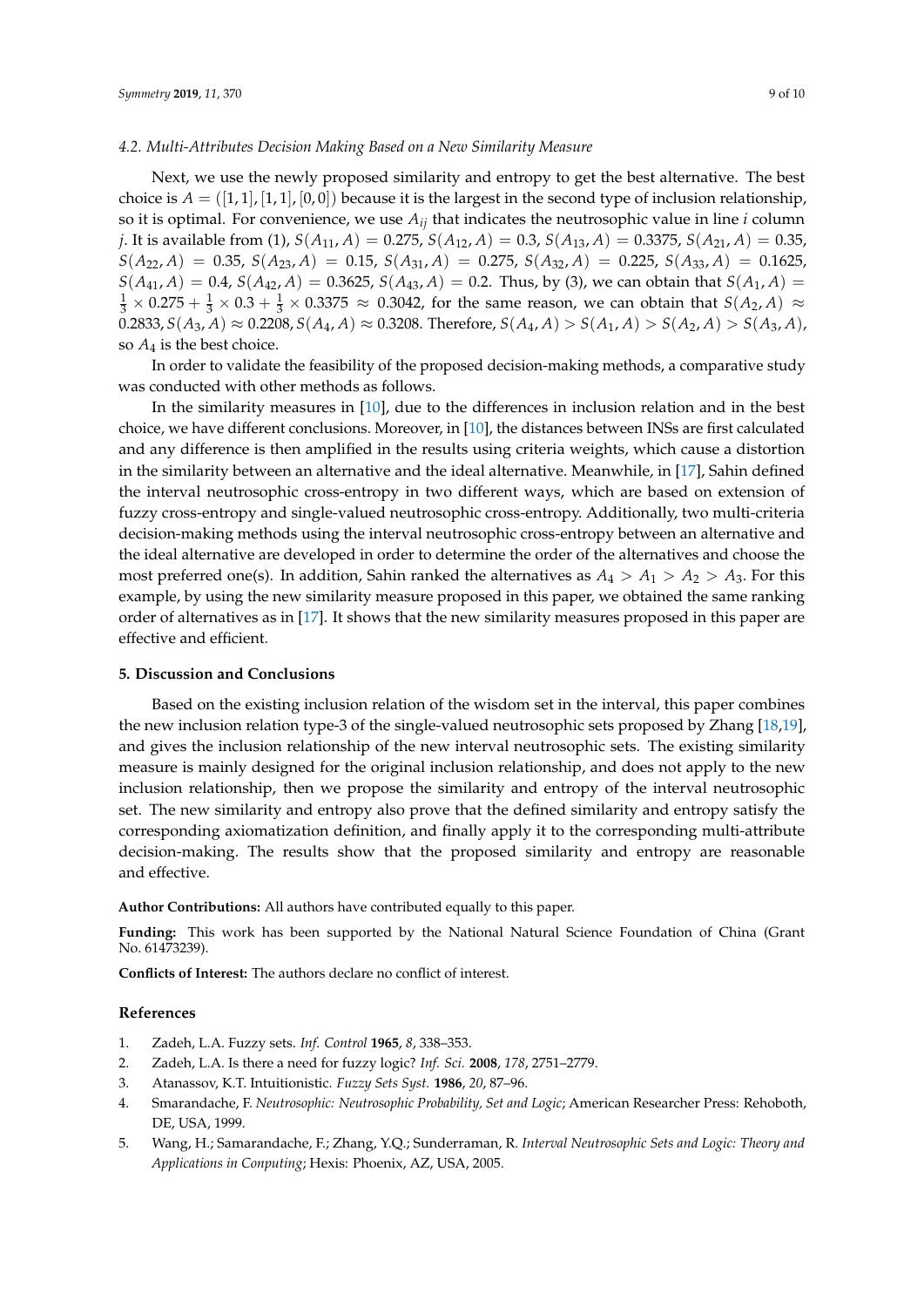### 4.2. Multi-Attributes Decision Making Based on a New Similarity Measure

Next, we use the newly proposed similarity and entropy to get the best alternative. The best choice is $A = ([1, 1], [1, 1], [0, 0])$ because it is the largest in the second type of inclusion relationship, so it is optimal. For convenience, we use $A_{ij}$ that indicates the neutrosophic value in line $i$ column $j$. It is available from (1), $S(A_{11}, A) = 0.275$, $S(A_{12}, A) = 0.3$, $S(A_{13}, A) = 0.3375$, $S(A_{21}, A) = 0.35$, $S(A_{22}, A) = 0.35$, $S(A_{23}, A) = 0.15$, $S(A_{31}, A) = 0.275$, $S(A_{32}, A) = 0.225$, $S(A_{33}, A) = 0.1625$, $S(A_{41}, A) = 0.4$, $S(A_{42}, A) = 0.3625$, $S(A_{43}, A) = 0.2$. Thus, by (3), we can obtain that $S(A_1, A) = \frac{1}{3} \times 0.275 + \frac{1}{3} \times 0.3 + \frac{1}{3} \times 0.3375 \approx 0.3042$, for the same reason, we can obtain that $S(A_2, A) \approx 0.2833$, $S(A_3, A) \approx 0.2208$, $S(A_4, A) \approx 0.3208$. Therefore, $S(A_4, A) > S(A_1, A) > S(A_2, A) > S(A_3, A)$, so $A_4$ is the best choice.

In order to validate the feasibility of the proposed decision-making methods, a comparative study was conducted with other methods as follows.

In the similarity measures in [10], due to the differences in inclusion relation and in the best choice, we have different conclusions. Moreover, in [10], the distances between INSs are first calculated and any difference is then amplified in the results using criteria weights, which cause a distortion in the similarity between an alternative and the ideal alternative. Meanwhile, in [17], Sahin defined the interval neutrosophic cross-entropy in two different ways, which are based on extension of fuzzy cross-entropy and single-valued neutrosophic cross-entropy. Additionally, two multi-criteria decision-making methods using the interval neutrosophic cross-entropy between an alternative and the ideal alternative are developed in order to determine the order of the alternatives and choose the most preferred one(s). In addition, Sahin ranked the alternatives as $A_4 > A_1 > A_2 > A_3$. For this example, by using the new similarity measure proposed in this paper, we obtained the same ranking order of alternatives as in [17]. It shows that the new similarity measures proposed in this paper are effective and efficient.

## 5. Discussion and Conclusions

Based on the existing inclusion relation of the wisdom set in the interval, this paper combines the new inclusion relation type-3 of the single-valued neutrosophic sets proposed by Zhang [18,19], and gives the inclusion relationship of the new interval neutrosophic sets. The existing similarity measure is mainly designed for the original inclusion relationship, and does not apply to the new inclusion relationship, then we propose the similarity and entropy of the interval neutrosophic set. The new similarity and entropy also prove that the defined similarity and entropy satisfy the corresponding axiomatization definition, and finally apply it to the corresponding multi-attribute decision-making. The results show that the proposed similarity and entropy are reasonable and effective.

**Author Contributions:** All authors have contributed equally to this paper.

**Funding:** This work has been supported by the National Natural Science Foundation of China (Grant No. 61473239).

**Conflicts of Interest:** The authors declare no conflict of interest.

## References

1. Zadeh, L.A. Fuzzy sets. *Inf. Control* **1965**, *8*, 338–353.
2. Zadeh, L.A. Is there a need for fuzzy logic? *Inf. Sci.* **2008**, *178*, 2751–2779.
3. Atanassov, K.T. Intuitionistic. *Fuzzy Sets Syst.* **1986**, *20*, 87–96.
4. Smarandache, F. *Neutrosophic: Neutrosophic Probability, Set and Logic*; American Researcher Press: Rehoboth, DE, USA, 1999.
5. Wang, H.; Samarandache, F.; Zhang, Y.Q.; Sunderraman, R. *Interval Neutrosophic Sets and Logic: Theory and Applications in Computing*; Hexis: Phoenix, AZ, USA, 2005.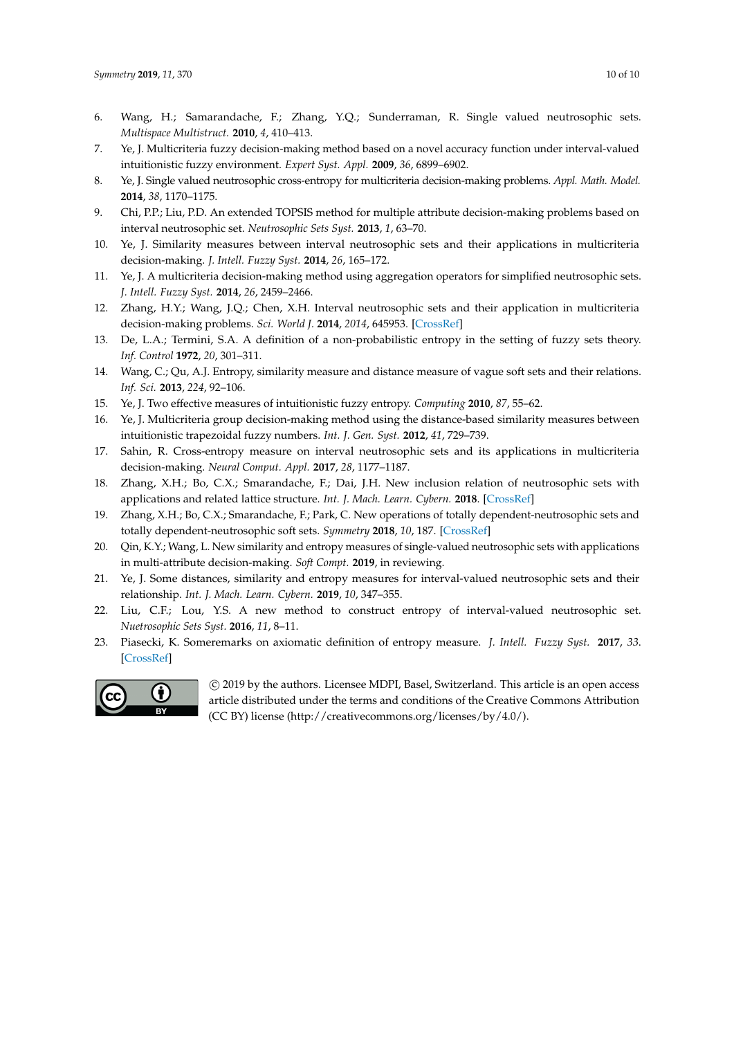6. Wang, H.; Samarandache, F.; Zhang, Y.Q.; Sunderraman, R. Single valued neutrosophic sets. *Multispace Multistruct.* **2010**, *4*, 410–413.
7. Ye, J. Multicriteria fuzzy decision-making method based on a novel accuracy function under interval-valued intuitionistic fuzzy environment. *Expert Syst. Appl.* **2009**, *36*, 6899–6902.
8. Ye, J. Single valued neutrosophic cross-entropy for multicriteria decision-making problems. *Appl. Math. Model.* **2014**, *38*, 1170–1175.
9. Chi, P.P.; Liu, P.D. An extended TOPSIS method for multiple attribute decision-making problems based on interval neutrosophic set. *Neutrosophic Sets Syst.* **2013**, *1*, 63–70.
10. Ye, J. Similarity measures between interval neutrosophic sets and their applications in multicriteria decision-making. *J. Intell. Fuzzy Syst.* **2014**, *26*, 165–172.
11. Ye, J. A multicriteria decision-making method using aggregation operators for simplified neutrosophic sets. *J. Intell. Fuzzy Syst.* **2014**, *26*, 2459–2466.
12. Zhang, H.Y.; Wang, J.Q.; Chen, X.H. Interval neutrosophic sets and their application in multicriteria decision-making problems. *Sci. World J.* **2014**, *2014*, 645953. [CrossRef]
13. De, L.A.; Termini, S.A. A definition of a non-probabilistic entropy in the setting of fuzzy sets theory. *Inf. Control* **1972**, *20*, 301–311.
14. Wang, C.; Qu, A.J. Entropy, similarity measure and distance measure of vague soft sets and their relations. *Inf. Sci.* **2013**, *224*, 92–106.
15. Ye, J. Two effective measures of intuitionistic fuzzy entropy. *Computing* **2010**, *87*, 55–62.
16. Ye, J. Multicriteria group decision-making method using the distance-based similarity measures between intuitionistic trapezoidal fuzzy numbers. *Int. J. Gen. Syst.* **2012**, *41*, 729–739.
17. Sahin, R. Cross-entropy measure on interval neutrosophic sets and its applications in multicriteria decision-making. *Neural Comput. Appl.* **2017**, *28*, 1177–1187.
18. Zhang, X.H.; Bo, C.X.; Smarandache, F.; Dai, J.H. New inclusion relation of neutrosophic sets with applications and related lattice structure. *Int. J. Mach. Learn. Cybern.* **2018**. [CrossRef]
19. Zhang, X.H.; Bo, C.X.; Smarandache, F.; Park, C. New operations of totally dependent-neutrosophic sets and totally dependent-neutrosophic soft sets. *Symmetry* **2018**, *10*, 187. [CrossRef]
20. Qin, K.Y.; Wang, L. New similarity and entropy measures of single-valued neutrosophic sets with applications in multi-attribute decision-making. *Soft Compt.* **2019**, in reviewing.
21. Ye, J. Some distances, similarity and entropy measures for interval-valued neutrosophic sets and their relationship. *Int. J. Mach. Learn. Cybern.* **2019**, *10*, 347–355.
22. Liu, C.F.; Lou, Y.S. A new method to construct entropy of interval-valued neutrosophic set. *Nuetrosophic Sets Syst.* **2016**, *11*, 8–11.
23. Piasecki, K. Someremarks on axiomatic definition of entropy measure. *J. Intell. Fuzzy Syst.* **2017**, *33*. [CrossRef]

© 2019 by the authors. Licensee MDPI, Basel, Switzerland. This article is an open access article distributed under the terms and conditions of the Creative Commons Attribution (CC BY) license (http://creativecommons.org/licenses/by/4.0/).